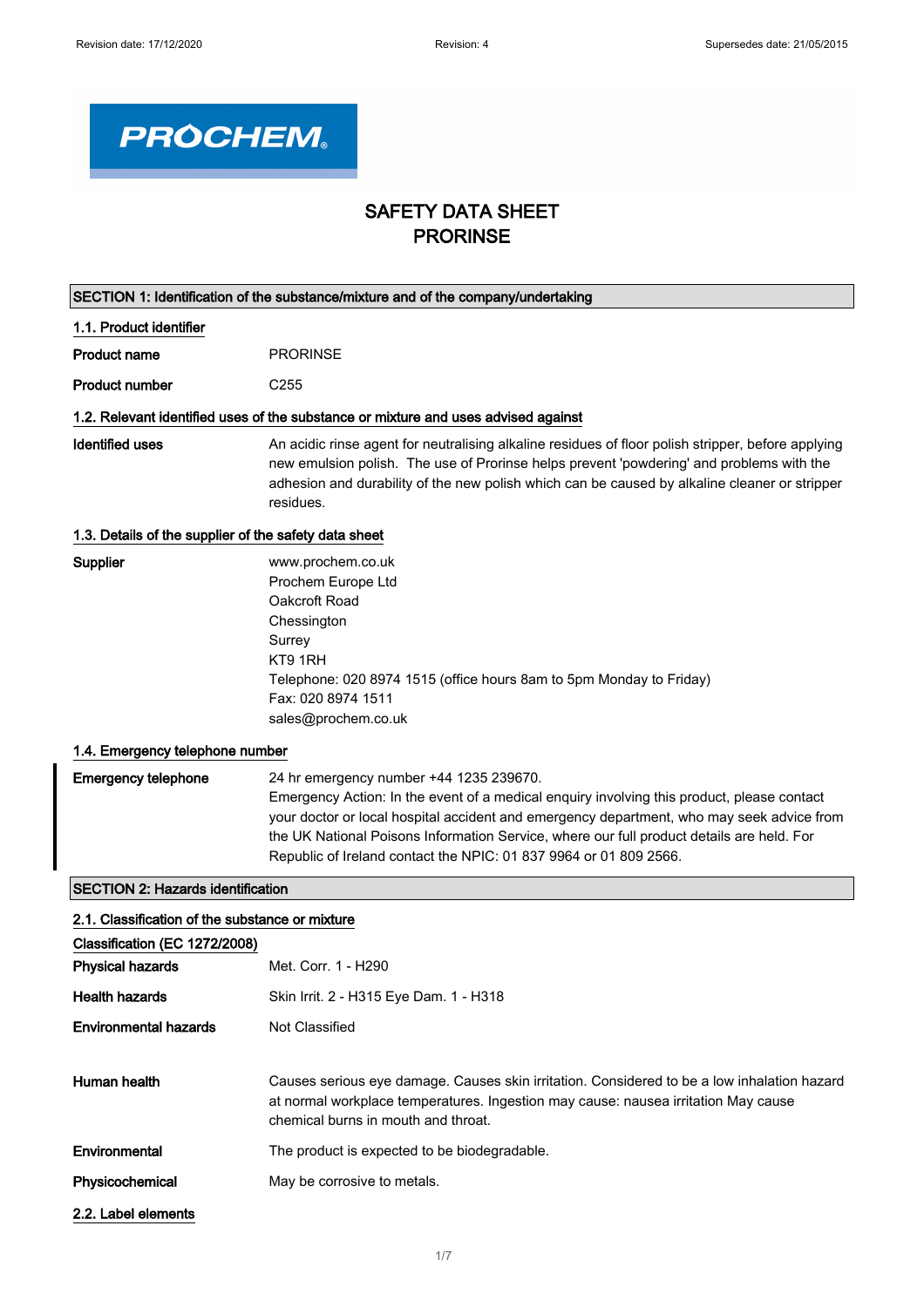# SAFETY DATA SHEET
# PRORINSE

## SECTION 1: Identification of the substance/mixture and of the company/undertaking

### 1.1. Product identifier

**Product name** PRORINSE

**Product number** C255

### 1.2. Relevant identified uses of the substance or mixture and uses advised against

**Identified uses** An acidic rinse agent for neutralising alkaline residues of floor polish stripper, before applying new emulsion polish. The use of Prorinse helps prevent 'powdering' and problems with the adhesion and durability of the new polish which can be caused by alkaline cleaner or stripper residues.

### 1.3. Details of the supplier of the safety data sheet

**Supplier** www.prochem.co.uk
Prochem Europe Ltd
Oakcroft Road
Chessington
Surrey
KT9 1RH
Telephone: 020 8974 1515 (office hours 8am to 5pm Monday to Friday)
Fax: 020 8974 1511
sales@prochem.co.uk

### 1.4. Emergency telephone number

**Emergency telephone** 24 hr emergency number +44 1235 239670.
Emergency Action: In the event of a medical enquiry involving this product, please contact your doctor or local hospital accident and emergency department, who may seek advice from the UK National Poisons Information Service, where our full product details are held. For Republic of Ireland contact the NPIC: 01 837 9964 or 01 809 2566.

## SECTION 2: Hazards identification

### 2.1. Classification of the substance or mixture

**Classification (EC 1272/2008)**

**Physical hazards** Met. Corr. 1 - H290

**Health hazards** Skin Irrit. 2 - H315 Eye Dam. 1 - H318

**Environmental hazards** Not Classified

**Human health** Causes serious eye damage. Causes skin irritation. Considered to be a low inhalation hazard at normal workplace temperatures. Ingestion may cause: nausea irritation May cause chemical burns in mouth and throat.

**Environmental** The product is expected to be biodegradable.

**Physicochemical** May be corrosive to metals.

### 2.2. Label elements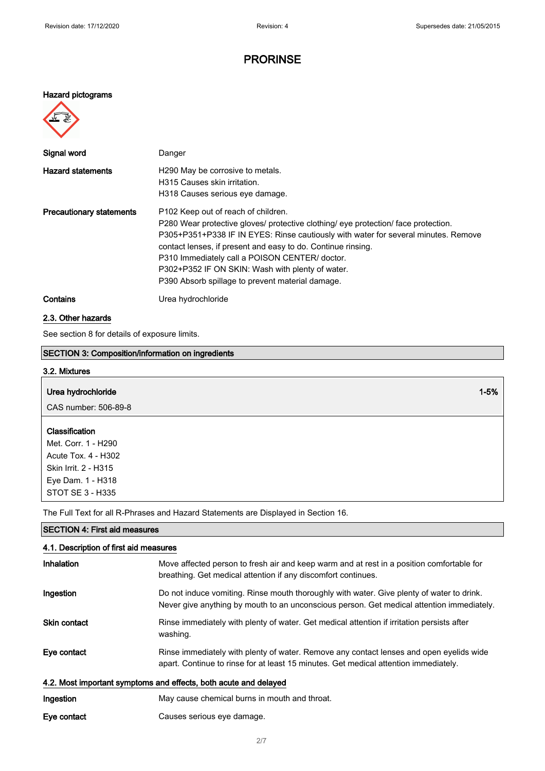# PRORINSE

**Hazard pictograms**

| | |
|---|---|
| **Signal word** | Danger |
| **Hazard statements** | H290 May be corrosive to metals.<br>H315 Causes skin irritation.<br>H318 Causes serious eye damage. |
| **Precautionary statements** | P102 Keep out of reach of children.<br>P280 Wear protective gloves/ protective clothing/ eye protection/ face protection.<br>P305+P351+P338 IF IN EYES: Rinse cautiously with water for several minutes. Remove contact lenses, if present and easy to do. Continue rinsing.<br>P310 Immediately call a POISON CENTER/ doctor.<br>P302+P352 IF ON SKIN: Wash with plenty of water.<br>P390 Absorb spillage to prevent material damage. |
| **Contains** | Urea hydrochloride |

## 2.3. Other hazards

See section 8 for details of exposure limits.

## SECTION 3: Composition/information on ingredients

### 3.2. Mixtures

**Urea hydrochloride** — 1-5%

CAS number: 506-89-8

**Classification**
Met. Corr. 1 - H290
Acute Tox. 4 - H302
Skin Irrit. 2 - H315
Eye Dam. 1 - H318
STOT SE 3 - H335

The Full Text for all R-Phrases and Hazard Statements are Displayed in Section 16.

## SECTION 4: First aid measures

### 4.1. Description of first aid measures

| | |
|---|---|
| **Inhalation** | Move affected person to fresh air and keep warm and at rest in a position comfortable for breathing. Get medical attention if any discomfort continues. |
| **Ingestion** | Do not induce vomiting. Rinse mouth thoroughly with water. Give plenty of water to drink. Never give anything by mouth to an unconscious person. Get medical attention immediately. |
| **Skin contact** | Rinse immediately with plenty of water. Get medical attention if irritation persists after washing. |
| **Eye contact** | Rinse immediately with plenty of water. Remove any contact lenses and open eyelids wide apart. Continue to rinse for at least 15 minutes. Get medical attention immediately. |

### 4.2. Most important symptoms and effects, both acute and delayed

| | |
|---|---|
| **Ingestion** | May cause chemical burns in mouth and throat. |
| **Eye contact** | Causes serious eye damage. |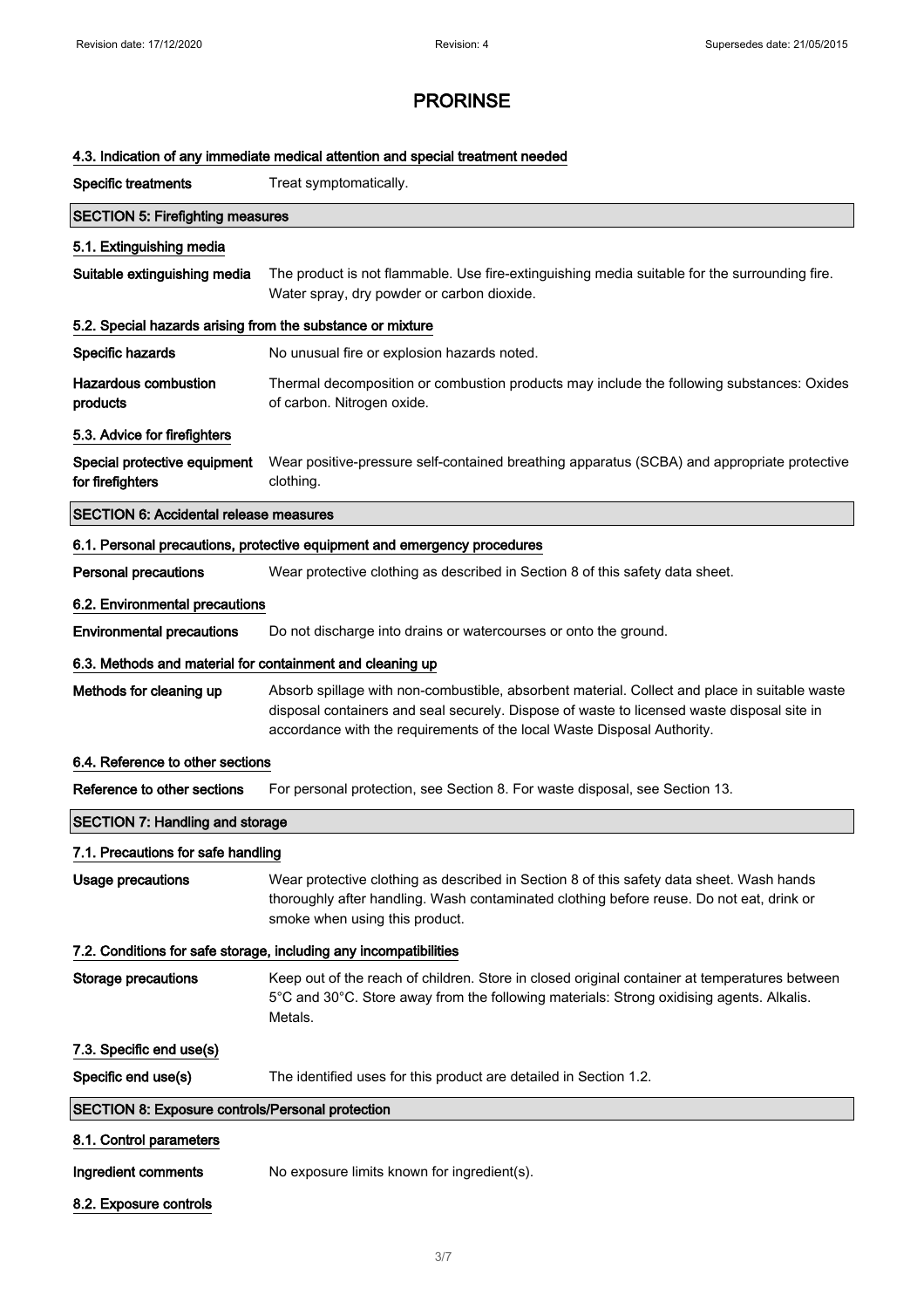# PRORINSE

### 4.3. Indication of any immediate medical attention and special treatment needed

**Specific treatments** Treat symptomatically.

## SECTION 5: Firefighting measures

### 5.1. Extinguishing media

**Suitable extinguishing media** The product is not flammable. Use fire-extinguishing media suitable for the surrounding fire. Water spray, dry powder or carbon dioxide.

### 5.2. Special hazards arising from the substance or mixture

**Specific hazards** No unusual fire or explosion hazards noted.

**Hazardous combustion products** Thermal decomposition or combustion products may include the following substances: Oxides of carbon. Nitrogen oxide.

### 5.3. Advice for firefighters

**Special protective equipment for firefighters** Wear positive-pressure self-contained breathing apparatus (SCBA) and appropriate protective clothing.

## SECTION 6: Accidental release measures

### 6.1. Personal precautions, protective equipment and emergency procedures

**Personal precautions** Wear protective clothing as described in Section 8 of this safety data sheet.

### 6.2. Environmental precautions

**Environmental precautions** Do not discharge into drains or watercourses or onto the ground.

### 6.3. Methods and material for containment and cleaning up

**Methods for cleaning up** Absorb spillage with non-combustible, absorbent material. Collect and place in suitable waste disposal containers and seal securely. Dispose of waste to licensed waste disposal site in accordance with the requirements of the local Waste Disposal Authority.

### 6.4. Reference to other sections

**Reference to other sections** For personal protection, see Section 8. For waste disposal, see Section 13.

## SECTION 7: Handling and storage

### 7.1. Precautions for safe handling

**Usage precautions** Wear protective clothing as described in Section 8 of this safety data sheet. Wash hands thoroughly after handling. Wash contaminated clothing before reuse. Do not eat, drink or smoke when using this product.

### 7.2. Conditions for safe storage, including any incompatibilities

**Storage precautions** Keep out of the reach of children. Store in closed original container at temperatures between 5°C and 30°C. Store away from the following materials: Strong oxidising agents. Alkalis. Metals.

### 7.3. Specific end use(s)

**Specific end use(s)** The identified uses for this product are detailed in Section 1.2.

## SECTION 8: Exposure controls/Personal protection

### 8.1. Control parameters

**Ingredient comments** No exposure limits known for ingredient(s).

### 8.2. Exposure controls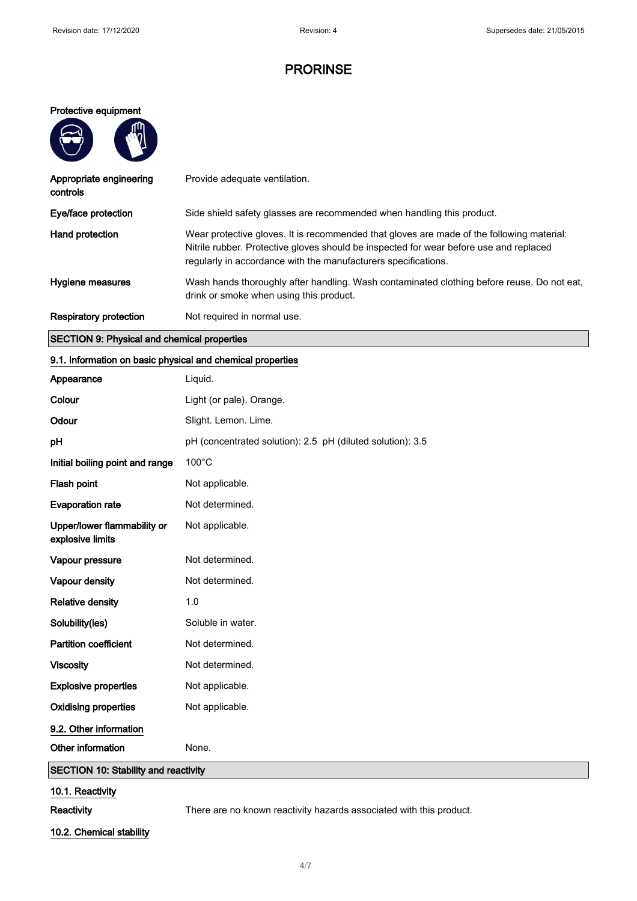# PRORINSE

**Protective equipment**

| | |
|---|---|
| **Appropriate engineering controls** | Provide adequate ventilation. |
| **Eye/face protection** | Side shield safety glasses are recommended when handling this product. |
| **Hand protection** | Wear protective gloves. It is recommended that gloves are made of the following material: Nitrile rubber. Protective gloves should be inspected for wear before use and replaced regularly in accordance with the manufacturers specifications. |
| **Hygiene measures** | Wash hands thoroughly after handling. Wash contaminated clothing before reuse. Do not eat, drink or smoke when using this product. |
| **Respiratory protection** | Not required in normal use. |

## SECTION 9: Physical and chemical properties

### 9.1. Information on basic physical and chemical properties

| | |
|---|---|
| **Appearance** | Liquid. |
| **Colour** | Light (or pale). Orange. |
| **Odour** | Slight. Lemon. Lime. |
| **pH** | pH (concentrated solution): 2.5 pH (diluted solution): 3.5 |
| **Initial boiling point and range** | 100°C |
| **Flash point** | Not applicable. |
| **Evaporation rate** | Not determined. |
| **Upper/lower flammability or explosive limits** | Not applicable. |
| **Vapour pressure** | Not determined. |
| **Vapour density** | Not determined. |
| **Relative density** | 1.0 |
| **Solubility(ies)** | Soluble in water. |
| **Partition coefficient** | Not determined. |
| **Viscosity** | Not determined. |
| **Explosive properties** | Not applicable. |
| **Oxidising properties** | Not applicable. |

### 9.2. Other information

| | |
|---|---|
| **Other information** | None. |

## SECTION 10: Stability and reactivity

### 10.1. Reactivity

| | |
|---|---|
| **Reactivity** | There are no known reactivity hazards associated with this product. |

### 10.2. Chemical stability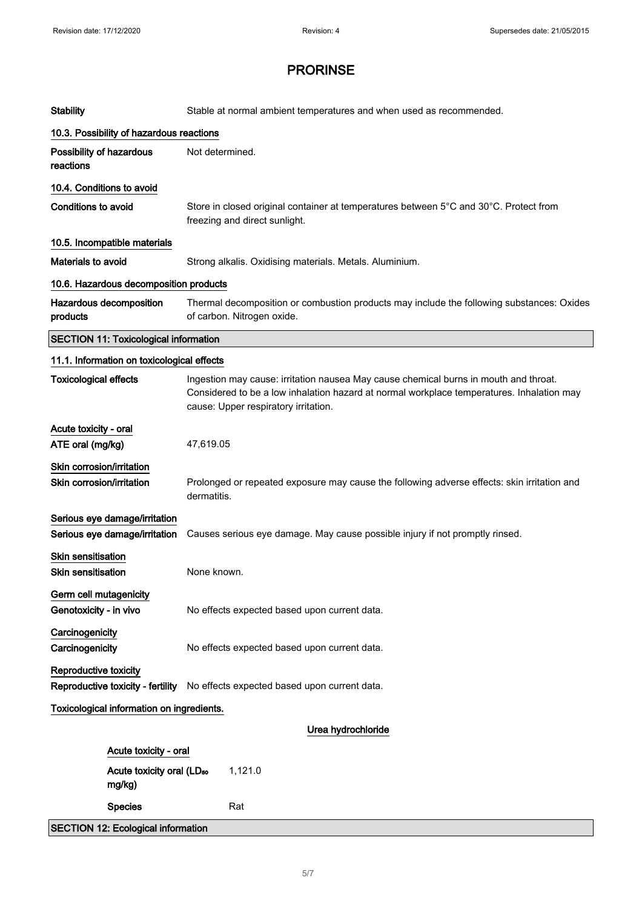# PRORINSE

**Stability** Stable at normal ambient temperatures and when used as recommended.

### 10.3. Possibility of hazardous reactions

**Possibility of hazardous reactions** Not determined.

### 10.4. Conditions to avoid

**Conditions to avoid** Store in closed original container at temperatures between 5°C and 30°C. Protect from freezing and direct sunlight.

### 10.5. Incompatible materials

**Materials to avoid** Strong alkalis. Oxidising materials. Metals. Aluminium.

### 10.6. Hazardous decomposition products

**Hazardous decomposition products** Thermal decomposition or combustion products may include the following substances: Oxides of carbon. Nitrogen oxide.

## SECTION 11: Toxicological information

### 11.1. Information on toxicological effects

**Toxicological effects** Ingestion may cause: irritation nausea May cause chemical burns in mouth and throat. Considered to be a low inhalation hazard at normal workplace temperatures. Inhalation may cause: Upper respiratory irritation.

**Acute toxicity - oral**

**ATE oral (mg/kg)** 47,619.05

**Skin corrosion/irritation**

**Skin corrosion/irritation** Prolonged or repeated exposure may cause the following adverse effects: skin irritation and dermatitis.

**Serious eye damage/irritation**

**Serious eye damage/irritation** Causes serious eye damage. May cause possible injury if not promptly rinsed.

**Skin sensitisation**

**Skin sensitisation** None known.

**Germ cell mutagenicity**

**Genotoxicity - in vivo** No effects expected based upon current data.

**Carcinogenicity**

**Carcinogenicity** No effects expected based upon current data.

**Reproductive toxicity**

**Reproductive toxicity - fertility** No effects expected based upon current data.

**Toxicological information on ingredients.**

**Urea hydrochloride**

**Acute toxicity - oral**

**Acute toxicity oral ($LD_{50}$ mg/kg)** 1,121.0

**Species** Rat

## SECTION 12: Ecological information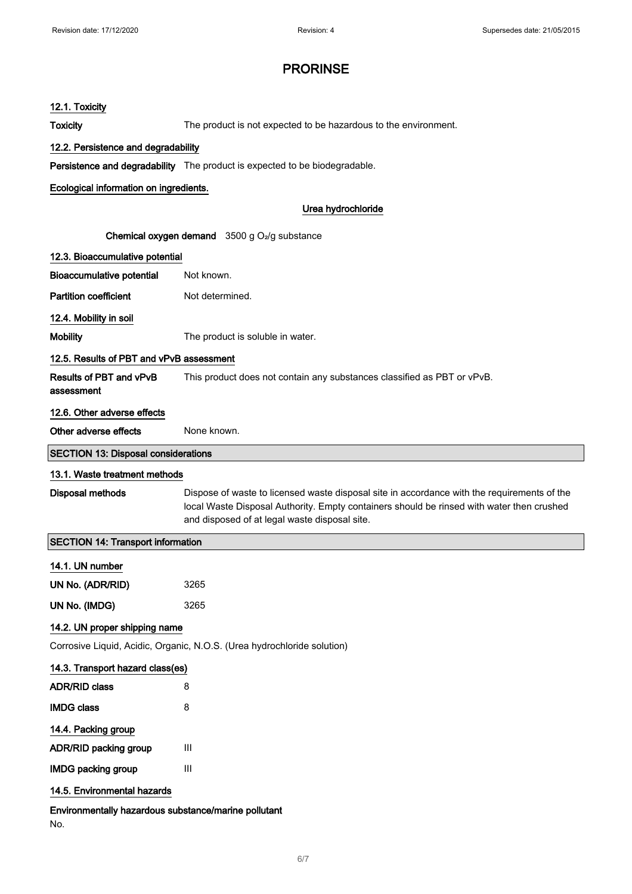# PRORINSE

### 12.1. Toxicity

**Toxicity** The product is not expected to be hazardous to the environment.

### 12.2. Persistence and degradability

**Persistence and degradability** The product is expected to be biodegradable.

### Ecological information on ingredients.

**Urea hydrochloride**

**Chemical oxygen demand** 3500 g $O_2$/g substance

### 12.3. Bioaccumulative potential

**Bioaccumulative potential** Not known.

**Partition coefficient** Not determined.

### 12.4. Mobility in soil

**Mobility** The product is soluble in water.

### 12.5. Results of PBT and vPvB assessment

**Results of PBT and vPvB assessment** This product does not contain any substances classified as PBT or vPvB.

### 12.6. Other adverse effects

**Other adverse effects** None known.

## SECTION 13: Disposal considerations

### 13.1. Waste treatment methods

**Disposal methods** Dispose of waste to licensed waste disposal site in accordance with the requirements of the local Waste Disposal Authority. Empty containers should be rinsed with water then crushed and disposed of at legal waste disposal site.

## SECTION 14: Transport information

### 14.1. UN number

**UN No. (ADR/RID)** 3265

**UN No. (IMDG)** 3265

### 14.2. UN proper shipping name

Corrosive Liquid, Acidic, Organic, N.O.S. (Urea hydrochloride solution)

### 14.3. Transport hazard class(es)

**ADR/RID class** 8

**IMDG class** 8

### 14.4. Packing group

**ADR/RID packing group** III

**IMDG packing group** III

### 14.5. Environmental hazards

**Environmentally hazardous substance/marine pollutant**

No.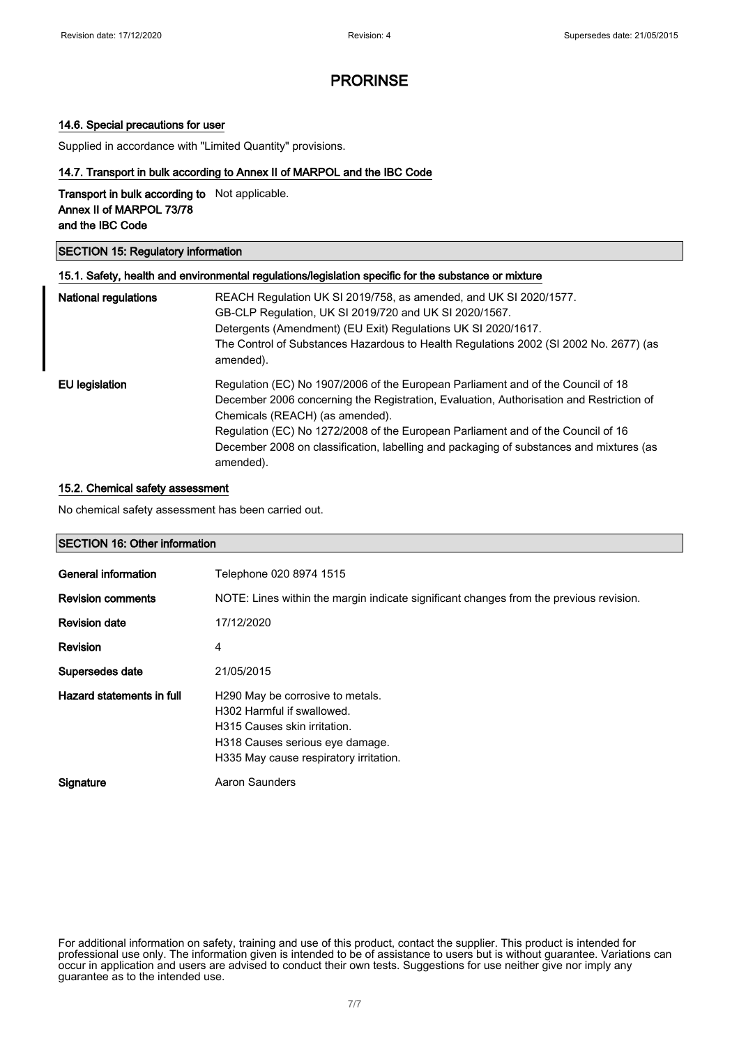# PRORINSE

### 14.6. Special precautions for user

Supplied in accordance with "Limited Quantity" provisions.

### 14.7. Transport in bulk according to Annex II of MARPOL and the IBC Code

| | |
|---|---|
| **Transport in bulk according to Annex II of MARPOL 73/78 and the IBC Code** | Not applicable. |

## SECTION 15: Regulatory information

### 15.1. Safety, health and environmental regulations/legislation specific for the substance or mixture

| | |
|---|---|
| **National regulations** | REACH Regulation UK SI 2019/758, as amended, and UK SI 2020/1577.<br>GB-CLP Regulation, UK SI 2019/720 and UK SI 2020/1567.<br>Detergents (Amendment) (EU Exit) Regulations UK SI 2020/1617.<br>The Control of Substances Hazardous to Health Regulations 2002 (SI 2002 No. 2677) (as amended). |
| **EU legislation** | Regulation (EC) No 1907/2006 of the European Parliament and of the Council of 18 December 2006 concerning the Registration, Evaluation, Authorisation and Restriction of Chemicals (REACH) (as amended).<br>Regulation (EC) No 1272/2008 of the European Parliament and of the Council of 16 December 2008 on classification, labelling and packaging of substances and mixtures (as amended). |

### 15.2. Chemical safety assessment

No chemical safety assessment has been carried out.

## SECTION 16: Other information

| | |
|---|---|
| **General information** | Telephone 020 8974 1515 |
| **Revision comments** | NOTE: Lines within the margin indicate significant changes from the previous revision. |
| **Revision date** | 17/12/2020 |
| **Revision** | 4 |
| **Supersedes date** | 21/05/2015 |
| **Hazard statements in full** | H290 May be corrosive to metals.<br>H302 Harmful if swallowed.<br>H315 Causes skin irritation.<br>H318 Causes serious eye damage.<br>H335 May cause respiratory irritation. |
| **Signature** | Aaron Saunders |

For additional information on safety, training and use of this product, contact the supplier. This product is intended for professional use only. The information given is intended to be of assistance to users but is without guarantee. Variations can occur in application and users are advised to conduct their own tests. Suggestions for use neither give nor imply any guarantee as to the intended use.